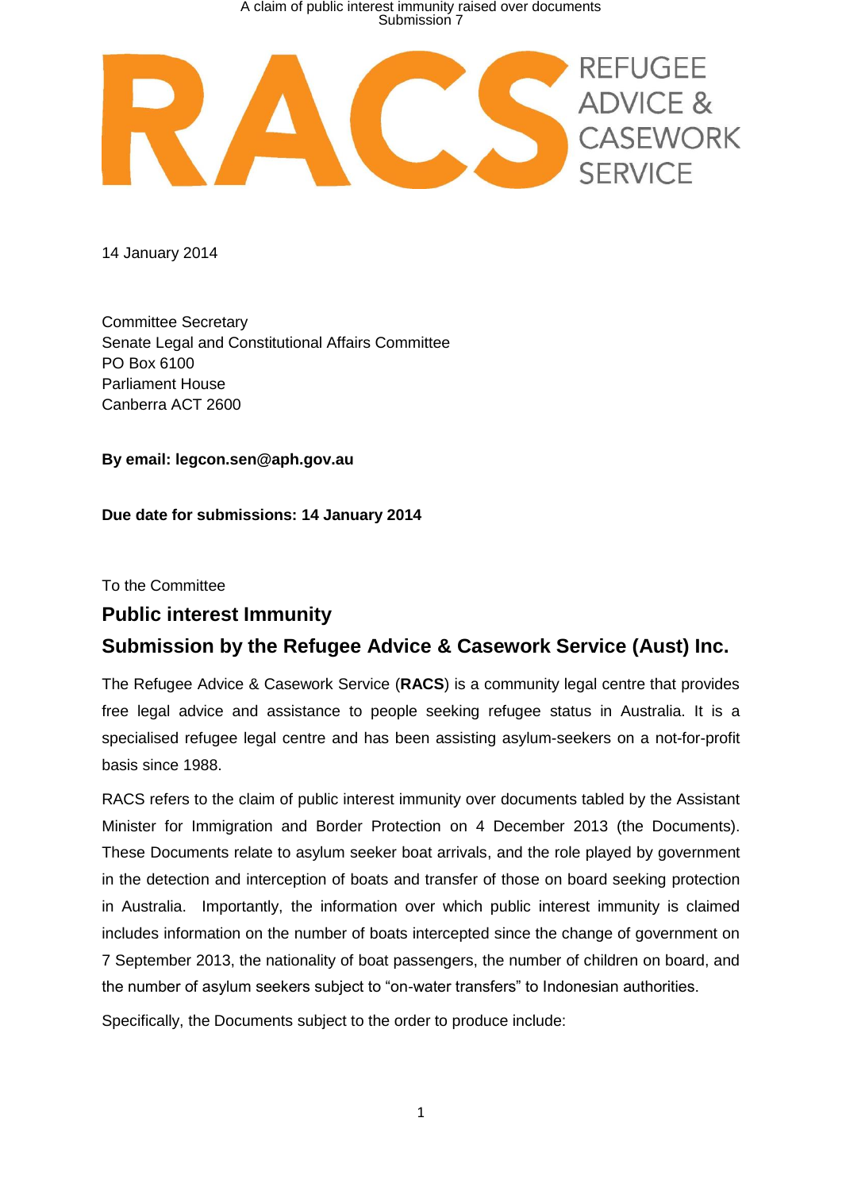RACS REFUGEE ADVICE & CASEWORK SERVICE

14 January 2014

Committee Secretary
Senate Legal and Constitutional Affairs Committee
PO Box 6100
Parliament House
Canberra ACT 2600

**By email: legcon.sen@aph.gov.au**

**Due date for submissions: 14 January 2014**

To the Committee

## Public interest Immunity

## Submission by the Refugee Advice & Casework Service (Aust) Inc.

The Refugee Advice & Casework Service (**RACS**) is a community legal centre that provides free legal advice and assistance to people seeking refugee status in Australia. It is a specialised refugee legal centre and has been assisting asylum-seekers on a not-for-profit basis since 1988.

RACS refers to the claim of public interest immunity over documents tabled by the Assistant Minister for Immigration and Border Protection on 4 December 2013 (the Documents). These Documents relate to asylum seeker boat arrivals, and the role played by government in the detection and interception of boats and transfer of those on board seeking protection in Australia. Importantly, the information over which public interest immunity is claimed includes information on the number of boats intercepted since the change of government on 7 September 2013, the nationality of boat passengers, the number of children on board, and the number of asylum seekers subject to "on-water transfers" to Indonesian authorities.

Specifically, the Documents subject to the order to produce include: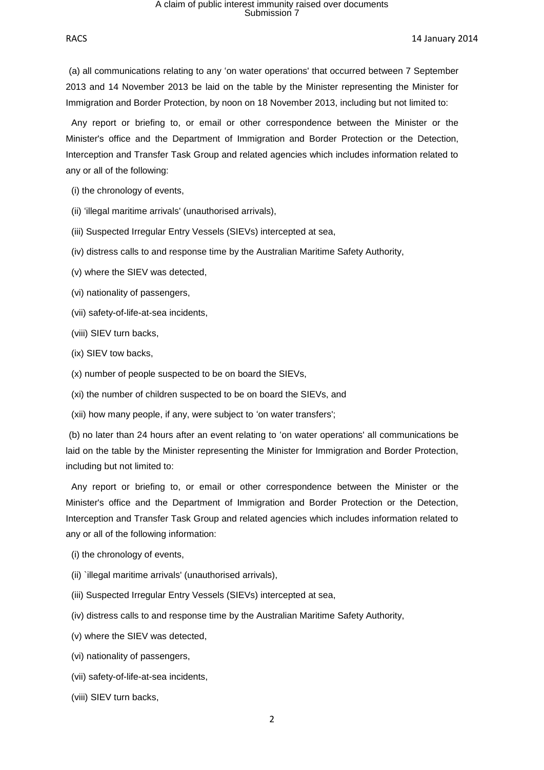(a) all communications relating to any ‘on water operations' that occurred between 7 September 2013 and 14 November 2013 be laid on the table by the Minister representing the Minister for Immigration and Border Protection, by noon on 18 November 2013, including but not limited to:

Any report or briefing to, or email or other correspondence between the Minister or the Minister's office and the Department of Immigration and Border Protection or the Detection, Interception and Transfer Task Group and related agencies which includes information related to any or all of the following:

(i) the chronology of events,

(ii) ‘illegal maritime arrivals' (unauthorised arrivals),

(iii) Suspected Irregular Entry Vessels (SIEVs) intercepted at sea,

(iv) distress calls to and response time by the Australian Maritime Safety Authority,

(v) where the SIEV was detected,

(vi) nationality of passengers,

(vii) safety-of-life-at-sea incidents,

(viii) SIEV turn backs,

(ix) SIEV tow backs,

(x) number of people suspected to be on board the SIEVs,

(xi) the number of children suspected to be on board the SIEVs, and

(xii) how many people, if any, were subject to ‘on water transfers';

(b) no later than 24 hours after an event relating to ‘on water operations' all communications be laid on the table by the Minister representing the Minister for Immigration and Border Protection, including but not limited to:

Any report or briefing to, or email or other correspondence between the Minister or the Minister's office and the Department of Immigration and Border Protection or the Detection, Interception and Transfer Task Group and related agencies which includes information related to any or all of the following information:

(i) the chronology of events,

(ii) `illegal maritime arrivals' (unauthorised arrivals),

(iii) Suspected Irregular Entry Vessels (SIEVs) intercepted at sea,

(iv) distress calls to and response time by the Australian Maritime Safety Authority,

(v) where the SIEV was detected,

(vi) nationality of passengers,

(vii) safety-of-life-at-sea incidents,

(viii) SIEV turn backs,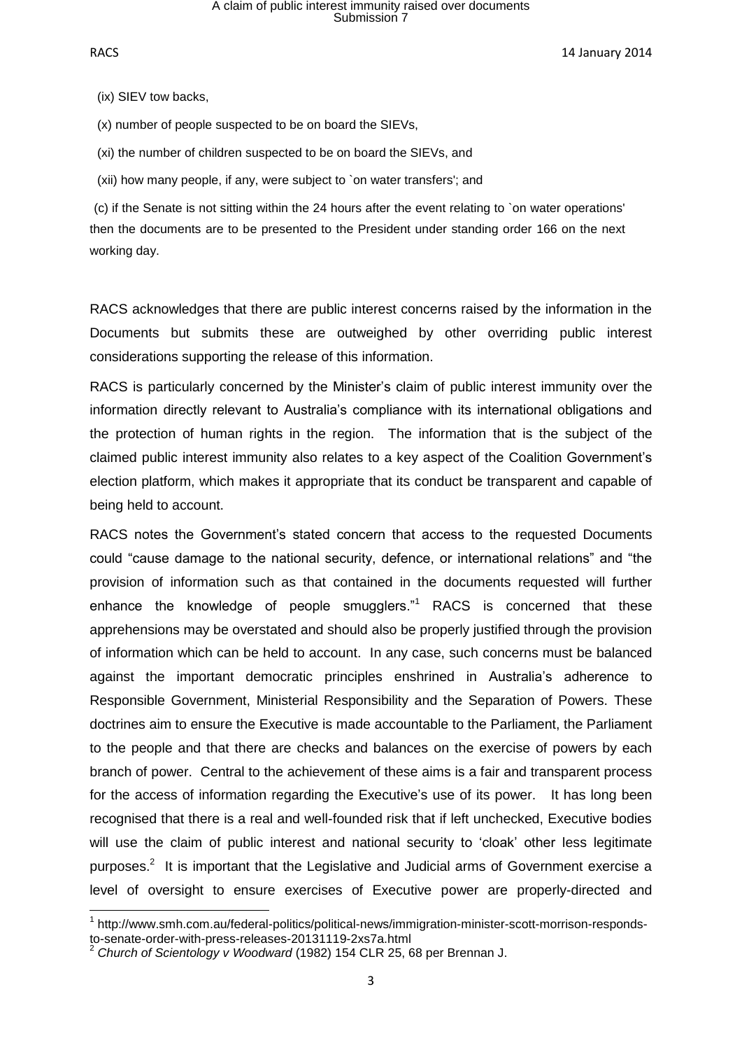(ix) SIEV tow backs,

(x) number of people suspected to be on board the SIEVs,

(xi) the number of children suspected to be on board the SIEVs, and

(xii) how many people, if any, were subject to `on water transfers'; and

(c) if the Senate is not sitting within the 24 hours after the event relating to `on water operations' then the documents are to be presented to the President under standing order 166 on the next working day.

RACS acknowledges that there are public interest concerns raised by the information in the Documents but submits these are outweighed by other overriding public interest considerations supporting the release of this information.

RACS is particularly concerned by the Minister's claim of public interest immunity over the information directly relevant to Australia's compliance with its international obligations and the protection of human rights in the region. The information that is the subject of the claimed public interest immunity also relates to a key aspect of the Coalition Government's election platform, which makes it appropriate that its conduct be transparent and capable of being held to account.

RACS notes the Government's stated concern that access to the requested Documents could "cause damage to the national security, defence, or international relations" and "the provision of information such as that contained in the documents requested will further enhance the knowledge of people smugglers."[1] RACS is concerned that these apprehensions may be overstated and should also be properly justified through the provision of information which can be held to account. In any case, such concerns must be balanced against the important democratic principles enshrined in Australia's adherence to Responsible Government, Ministerial Responsibility and the Separation of Powers. These doctrines aim to ensure the Executive is made accountable to the Parliament, the Parliament to the people and that there are checks and balances on the exercise of powers by each branch of power. Central to the achievement of these aims is a fair and transparent process for the access of information regarding the Executive's use of its power. It has long been recognised that there is a real and well-founded risk that if left unchecked, Executive bodies will use the claim of public interest and national security to 'cloak' other less legitimate purposes.[2] It is important that the Legislative and Judicial arms of Government exercise a level of oversight to ensure exercises of Executive power are properly-directed and

---

[1] http://www.smh.com.au/federal-politics/political-news/immigration-minister-scott-morrison-responds-to-senate-order-with-press-releases-20131119-2xs7a.html

[2] *Church of Scientology v Woodward* (1982) 154 CLR 25, 68 per Brennan J.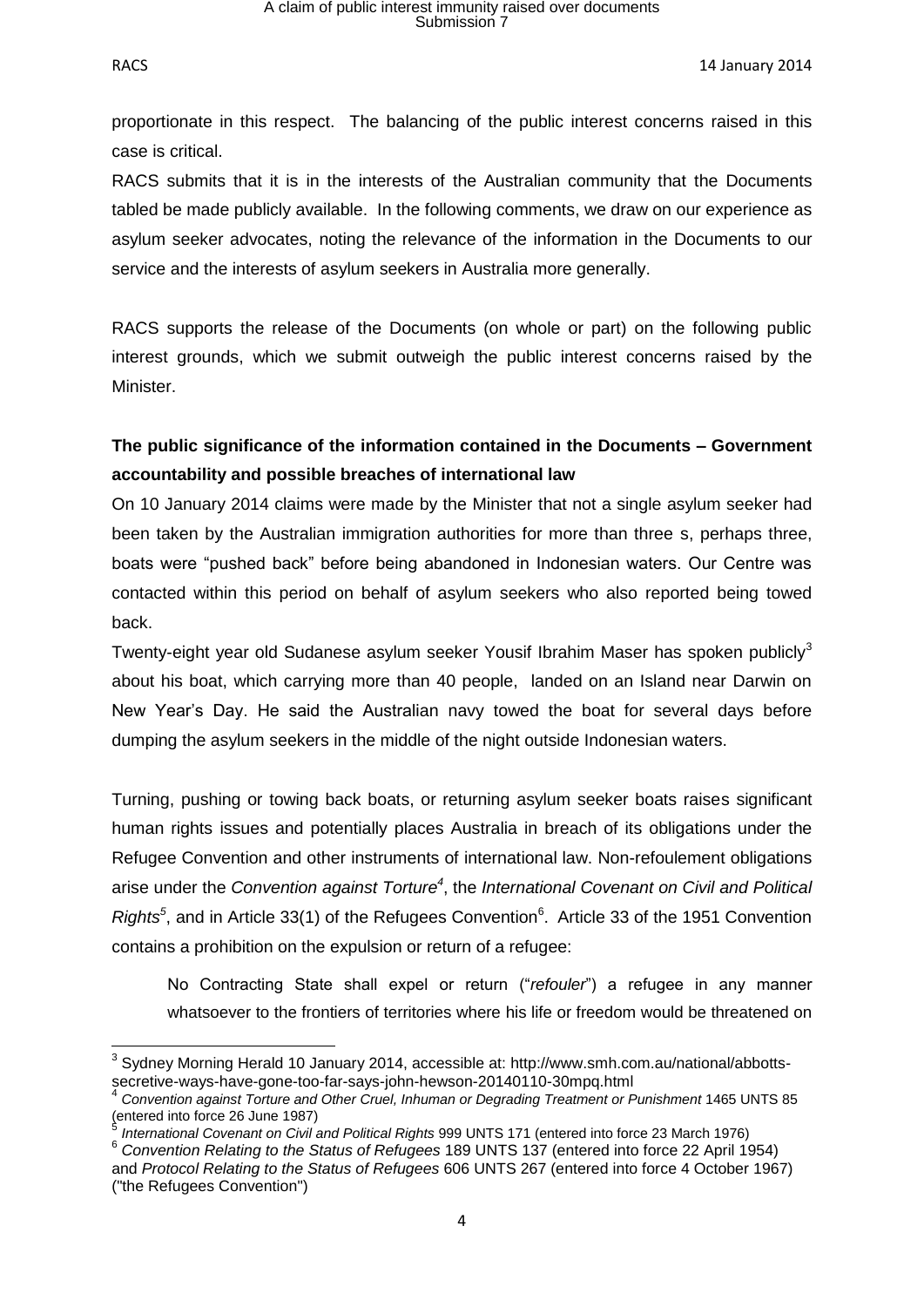proportionate in this respect. The balancing of the public interest concerns raised in this case is critical.

RACS submits that it is in the interests of the Australian community that the Documents tabled be made publicly available. In the following comments, we draw on our experience as asylum seeker advocates, noting the relevance of the information in the Documents to our service and the interests of asylum seekers in Australia more generally.

RACS supports the release of the Documents (on whole or part) on the following public interest grounds, which we submit outweigh the public interest concerns raised by the Minister.

**The public significance of the information contained in the Documents – Government accountability and possible breaches of international law**

On 10 January 2014 claims were made by the Minister that not a single asylum seeker had been taken by the Australian immigration authorities for more than three s, perhaps three, boats were "pushed back" before being abandoned in Indonesian waters. Our Centre was contacted within this period on behalf of asylum seekers who also reported being towed back.

Twenty-eight year old Sudanese asylum seeker Yousif Ibrahim Maser has spoken publicly[3] about his boat, which carrying more than 40 people, landed on an Island near Darwin on New Year's Day. He said the Australian navy towed the boat for several days before dumping the asylum seekers in the middle of the night outside Indonesian waters.

Turning, pushing or towing back boats, or returning asylum seeker boats raises significant human rights issues and potentially places Australia in breach of its obligations under the Refugee Convention and other instruments of international law. Non-refoulement obligations arise under the *Convention against Torture*[4], the *International Covenant on Civil and Political Rights*[5], and in Article 33(1) of the Refugees Convention[6]. Article 33 of the 1951 Convention contains a prohibition on the expulsion or return of a refugee:

> No Contracting State shall expel or return ("*refouler*") a refugee in any manner whatsoever to the frontiers of territories where his life or freedom would be threatened on

---

[3] Sydney Morning Herald 10 January 2014, accessible at: http://www.smh.com.au/national/abbotts-secretive-ways-have-gone-too-far-says-john-hewson-20140110-30mpq.html

[4] *Convention against Torture and Other Cruel, Inhuman or Degrading Treatment or Punishment* 1465 UNTS 85 (entered into force 26 June 1987)

[5] *International Covenant on Civil and Political Rights* 999 UNTS 171 (entered into force 23 March 1976)

[6] *Convention Relating to the Status of Refugees* 189 UNTS 137 (entered into force 22 April 1954) and *Protocol Relating to the Status of Refugees* 606 UNTS 267 (entered into force 4 October 1967) ("the Refugees Convention")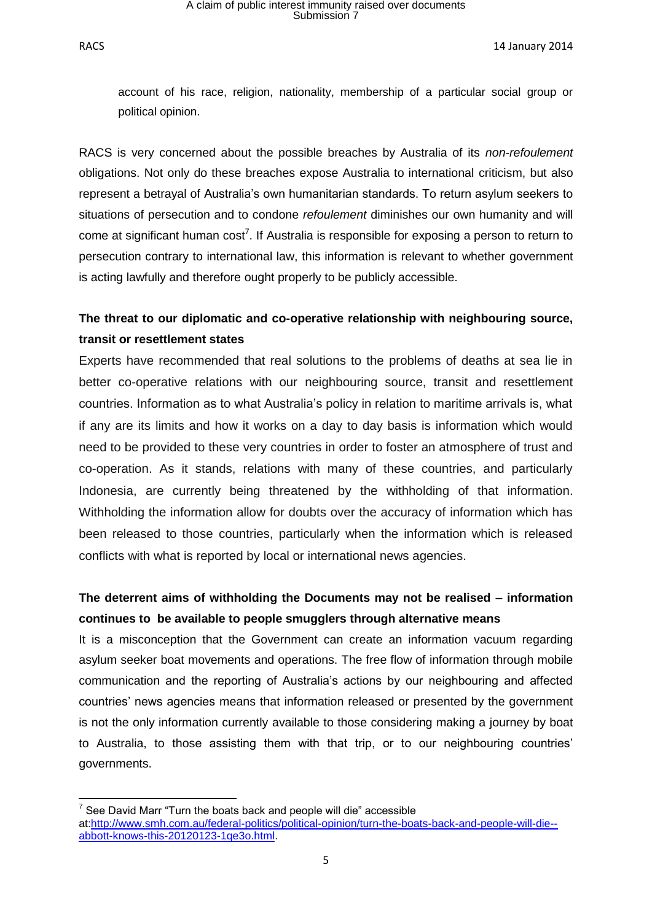account of his race, religion, nationality, membership of a particular social group or political opinion.

RACS is very concerned about the possible breaches by Australia of its *non-refoulement* obligations. Not only do these breaches expose Australia to international criticism, but also represent a betrayal of Australia's own humanitarian standards. To return asylum seekers to situations of persecution and to condone *refoulement* diminishes our own humanity and will come at significant human cost[7]. If Australia is responsible for exposing a person to return to persecution contrary to international law, this information is relevant to whether government is acting lawfully and therefore ought properly to be publicly accessible.

**The threat to our diplomatic and co-operative relationship with neighbouring source, transit or resettlement states**

Experts have recommended that real solutions to the problems of deaths at sea lie in better co-operative relations with our neighbouring source, transit and resettlement countries. Information as to what Australia's policy in relation to maritime arrivals is, what if any are its limits and how it works on a day to day basis is information which would need to be provided to these very countries in order to foster an atmosphere of trust and co-operation. As it stands, relations with many of these countries, and particularly Indonesia, are currently being threatened by the withholding of that information. Withholding the information allow for doubts over the accuracy of information which has been released to those countries, particularly when the information which is released conflicts with what is reported by local or international news agencies.

**The deterrent aims of withholding the Documents may not be realised – information continues to be available to people smugglers through alternative means**

It is a misconception that the Government can create an information vacuum regarding asylum seeker boat movements and operations. The free flow of information through mobile communication and the reporting of Australia's actions by our neighbouring and affected countries' news agencies means that information released or presented by the government is not the only information currently available to those considering making a journey by boat to Australia, to those assisting them with that trip, or to our neighbouring countries' governments.

---

[7] See David Marr "Turn the boats back and people will die" accessible at:http://www.smh.com.au/federal-politics/political-opinion/turn-the-boats-back-and-people-will-die--abbott-knows-this-20120123-1qe3o.html.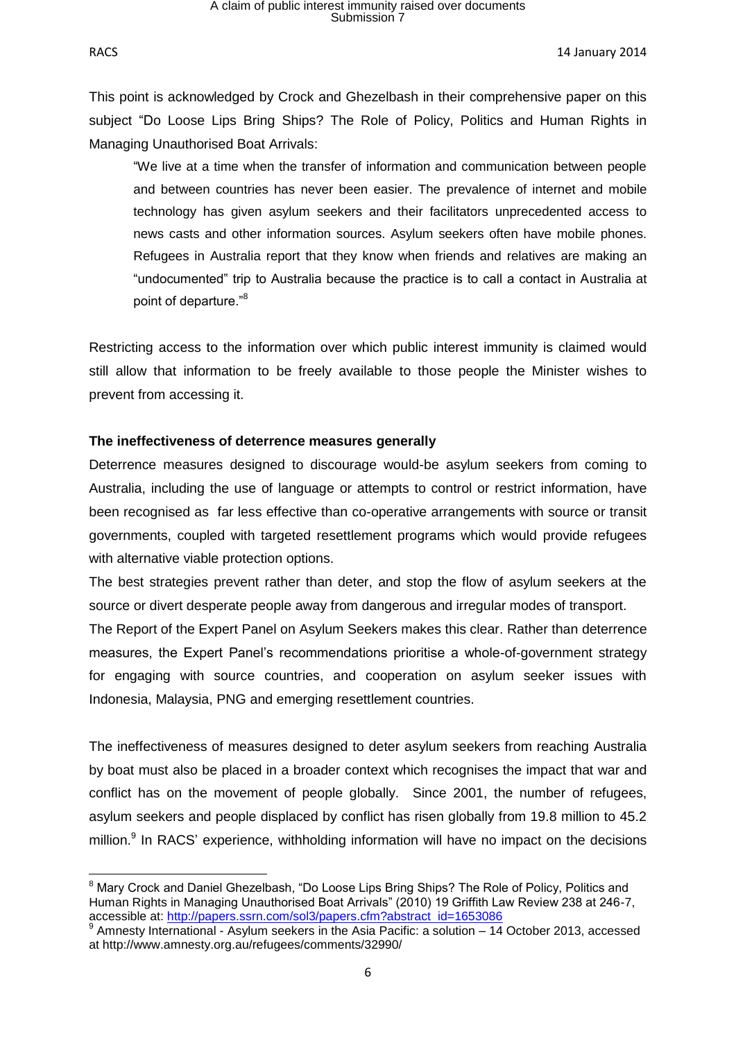This point is acknowledged by Crock and Ghezelbash in their comprehensive paper on this subject "Do Loose Lips Bring Ships? The Role of Policy, Politics and Human Rights in Managing Unauthorised Boat Arrivals:

> "We live at a time when the transfer of information and communication between people and between countries has never been easier. The prevalence of internet and mobile technology has given asylum seekers and their facilitators unprecedented access to news casts and other information sources. Asylum seekers often have mobile phones. Refugees in Australia report that they know when friends and relatives are making an "undocumented" trip to Australia because the practice is to call a contact in Australia at point of departure."[8]

Restricting access to the information over which public interest immunity is claimed would still allow that information to be freely available to those people the Minister wishes to prevent from accessing it.

**The ineffectiveness of deterrence measures generally**

Deterrence measures designed to discourage would-be asylum seekers from coming to Australia, including the use of language or attempts to control or restrict information, have been recognised as far less effective than co-operative arrangements with source or transit governments, coupled with targeted resettlement programs which would provide refugees with alternative viable protection options.

The best strategies prevent rather than deter, and stop the flow of asylum seekers at the source or divert desperate people away from dangerous and irregular modes of transport.

The Report of the Expert Panel on Asylum Seekers makes this clear. Rather than deterrence measures, the Expert Panel's recommendations prioritise a whole-of-government strategy for engaging with source countries, and cooperation on asylum seeker issues with Indonesia, Malaysia, PNG and emerging resettlement countries.

The ineffectiveness of measures designed to deter asylum seekers from reaching Australia by boat must also be placed in a broader context which recognises the impact that war and conflict has on the movement of people globally. Since 2001, the number of refugees, asylum seekers and people displaced by conflict has risen globally from 19.8 million to 45.2 million.[9] In RACS' experience, withholding information will have no impact on the decisions

---

[8] Mary Crock and Daniel Ghezelbash, "Do Loose Lips Bring Ships? The Role of Policy, Politics and Human Rights in Managing Unauthorised Boat Arrivals" (2010) 19 Griffith Law Review 238 at 246-7, accessible at: http://papers.ssrn.com/sol3/papers.cfm?abstract_id=1653086

[9] Amnesty International - Asylum seekers in the Asia Pacific: a solution – 14 October 2013, accessed at http://www.amnesty.org.au/refugees/comments/32990/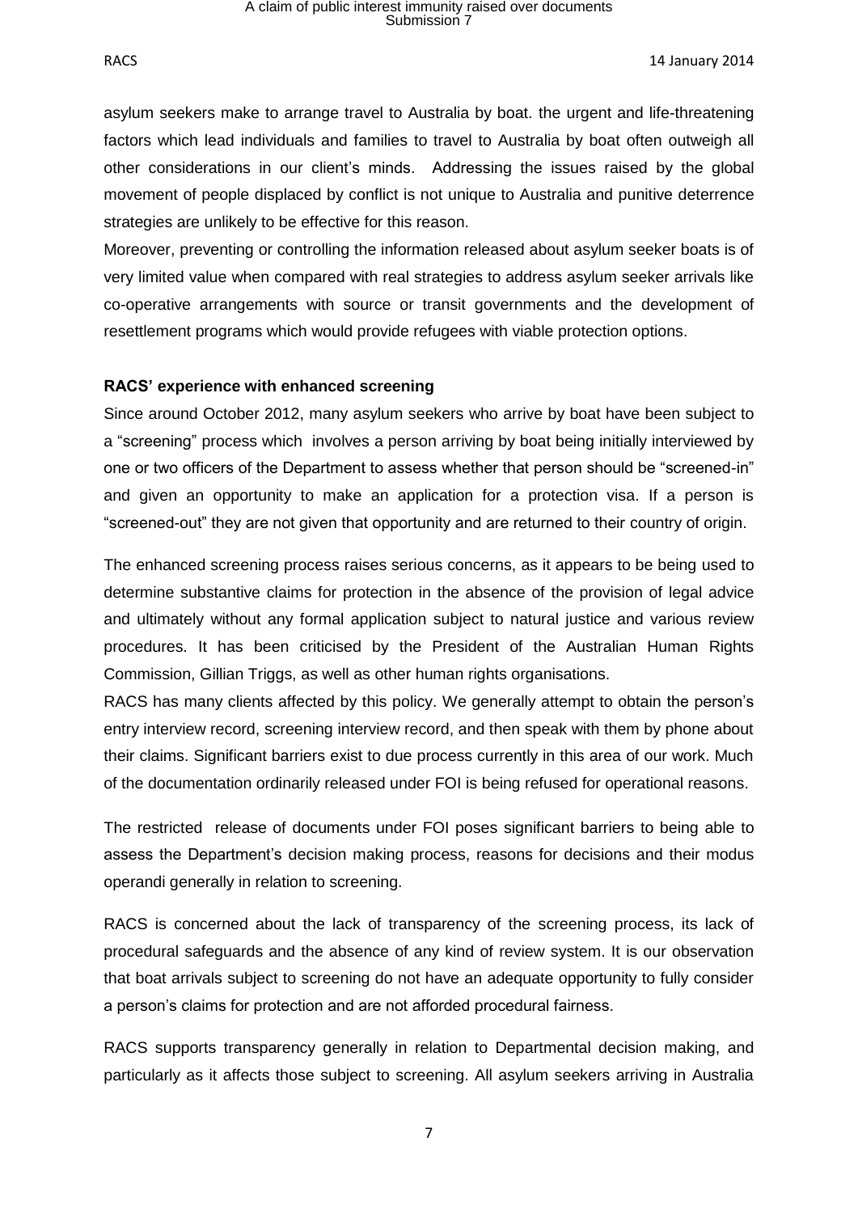asylum seekers make to arrange travel to Australia by boat. the urgent and life-threatening factors which lead individuals and families to travel to Australia by boat often outweigh all other considerations in our client's minds. Addressing the issues raised by the global movement of people displaced by conflict is not unique to Australia and punitive deterrence strategies are unlikely to be effective for this reason.

Moreover, preventing or controlling the information released about asylum seeker boats is of very limited value when compared with real strategies to address asylum seeker arrivals like co-operative arrangements with source or transit governments and the development of resettlement programs which would provide refugees with viable protection options.

**RACS' experience with enhanced screening**

Since around October 2012, many asylum seekers who arrive by boat have been subject to a "screening" process which involves a person arriving by boat being initially interviewed by one or two officers of the Department to assess whether that person should be "screened-in" and given an opportunity to make an application for a protection visa. If a person is "screened-out" they are not given that opportunity and are returned to their country of origin.

The enhanced screening process raises serious concerns, as it appears to be being used to determine substantive claims for protection in the absence of the provision of legal advice and ultimately without any formal application subject to natural justice and various review procedures. It has been criticised by the President of the Australian Human Rights Commission, Gillian Triggs, as well as other human rights organisations.

RACS has many clients affected by this policy. We generally attempt to obtain the person's entry interview record, screening interview record, and then speak with them by phone about their claims. Significant barriers exist to due process currently in this area of our work. Much of the documentation ordinarily released under FOI is being refused for operational reasons.

The restricted release of documents under FOI poses significant barriers to being able to assess the Department's decision making process, reasons for decisions and their modus operandi generally in relation to screening.

RACS is concerned about the lack of transparency of the screening process, its lack of procedural safeguards and the absence of any kind of review system. It is our observation that boat arrivals subject to screening do not have an adequate opportunity to fully consider a person's claims for protection and are not afforded procedural fairness.

RACS supports transparency generally in relation to Departmental decision making, and particularly as it affects those subject to screening. All asylum seekers arriving in Australia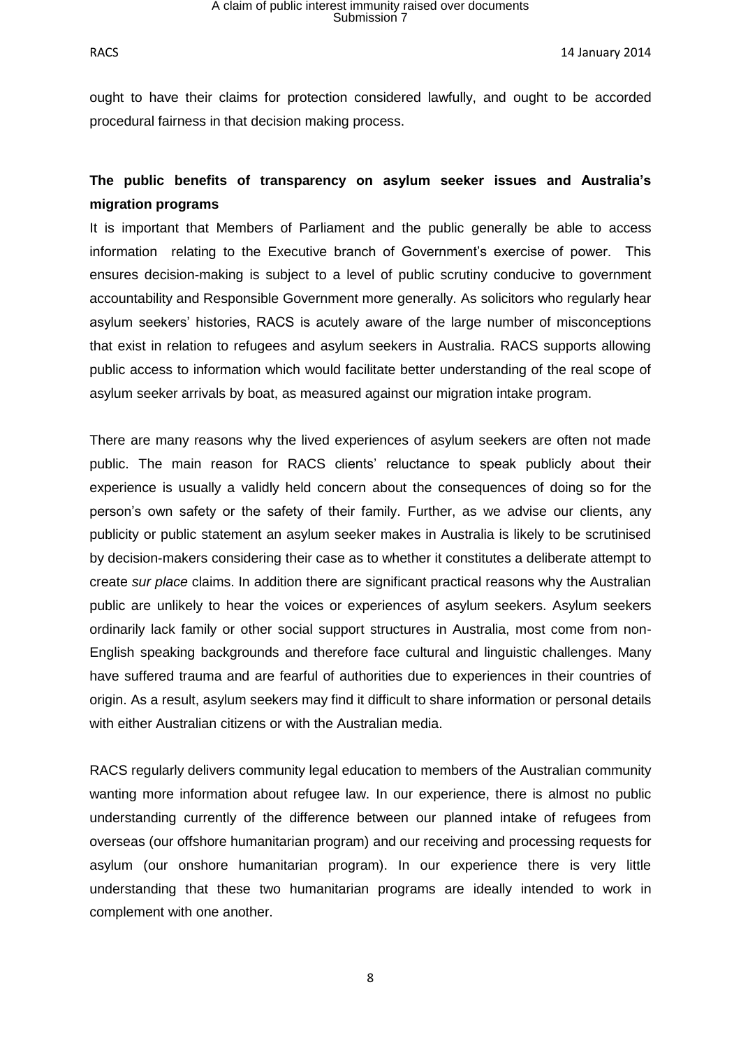ought to have their claims for protection considered lawfully, and ought to be accorded procedural fairness in that decision making process.

**The public benefits of transparency on asylum seeker issues and Australia's migration programs**

It is important that Members of Parliament and the public generally be able to access information relating to the Executive branch of Government's exercise of power. This ensures decision-making is subject to a level of public scrutiny conducive to government accountability and Responsible Government more generally. As solicitors who regularly hear asylum seekers' histories, RACS is acutely aware of the large number of misconceptions that exist in relation to refugees and asylum seekers in Australia. RACS supports allowing public access to information which would facilitate better understanding of the real scope of asylum seeker arrivals by boat, as measured against our migration intake program.

There are many reasons why the lived experiences of asylum seekers are often not made public. The main reason for RACS clients' reluctance to speak publicly about their experience is usually a validly held concern about the consequences of doing so for the person's own safety or the safety of their family. Further, as we advise our clients, any publicity or public statement an asylum seeker makes in Australia is likely to be scrutinised by decision-makers considering their case as to whether it constitutes a deliberate attempt to create *sur place* claims. In addition there are significant practical reasons why the Australian public are unlikely to hear the voices or experiences of asylum seekers. Asylum seekers ordinarily lack family or other social support structures in Australia, most come from non-English speaking backgrounds and therefore face cultural and linguistic challenges. Many have suffered trauma and are fearful of authorities due to experiences in their countries of origin. As a result, asylum seekers may find it difficult to share information or personal details with either Australian citizens or with the Australian media.

RACS regularly delivers community legal education to members of the Australian community wanting more information about refugee law. In our experience, there is almost no public understanding currently of the difference between our planned intake of refugees from overseas (our offshore humanitarian program) and our receiving and processing requests for asylum (our onshore humanitarian program). In our experience there is very little understanding that these two humanitarian programs are ideally intended to work in complement with one another.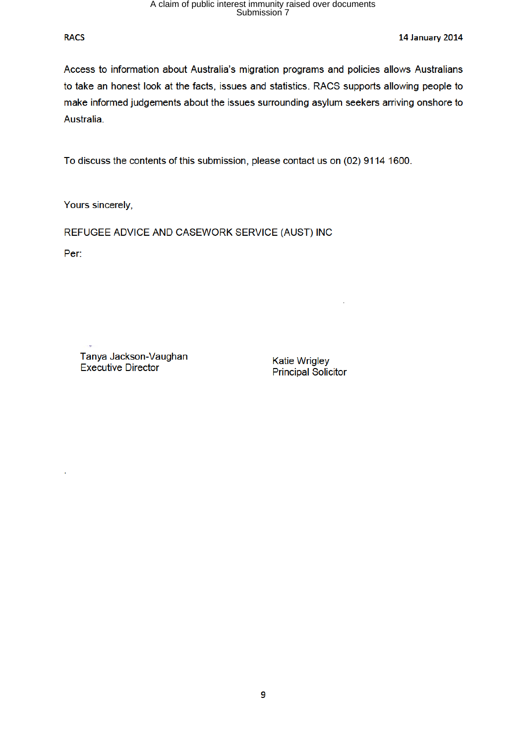Access to information about Australia's migration programs and policies allows Australians to take an honest look at the facts, issues and statistics. RACS supports allowing people to make informed judgements about the issues surrounding asylum seekers arriving onshore to Australia.

To discuss the contents of this submission, please contact us on (02) 9114 1600.

Yours sincerely,

REFUGEE ADVICE AND CASEWORK SERVICE (AUST) INC

Per:

Tanya Jackson-Vaughan
Executive Director

Katie Wrigley
Principal Solicitor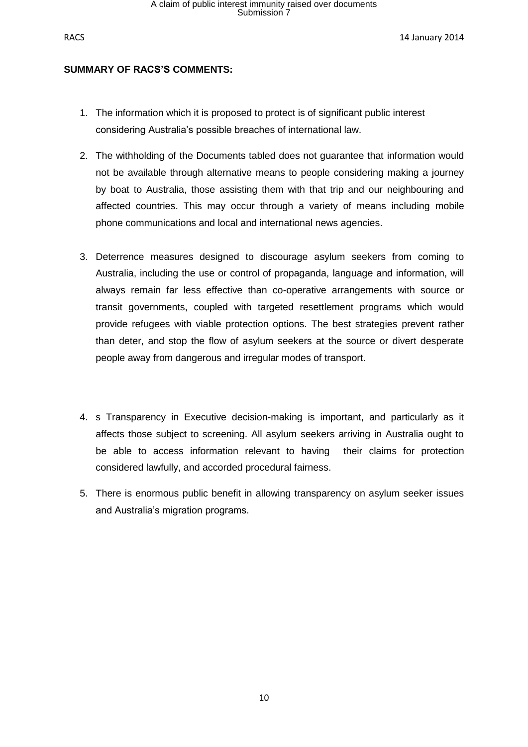**SUMMARY OF RACS'S COMMENTS:**

1. The information which it is proposed to protect is of significant public interest considering Australia's possible breaches of international law.

2. The withholding of the Documents tabled does not guarantee that information would not be available through alternative means to people considering making a journey by boat to Australia, those assisting them with that trip and our neighbouring and affected countries. This may occur through a variety of means including mobile phone communications and local and international news agencies.

3. Deterrence measures designed to discourage asylum seekers from coming to Australia, including the use or control of propaganda, language and information, will always remain far less effective than co-operative arrangements with source or transit governments, coupled with targeted resettlement programs which would provide refugees with viable protection options. The best strategies prevent rather than deter, and stop the flow of asylum seekers at the source or divert desperate people away from dangerous and irregular modes of transport.

4. s Transparency in Executive decision-making is important, and particularly as it affects those subject to screening. All asylum seekers arriving in Australia ought to be able to access information relevant to having their claims for protection considered lawfully, and accorded procedural fairness.

5. There is enormous public benefit in allowing transparency on asylum seeker issues and Australia's migration programs.